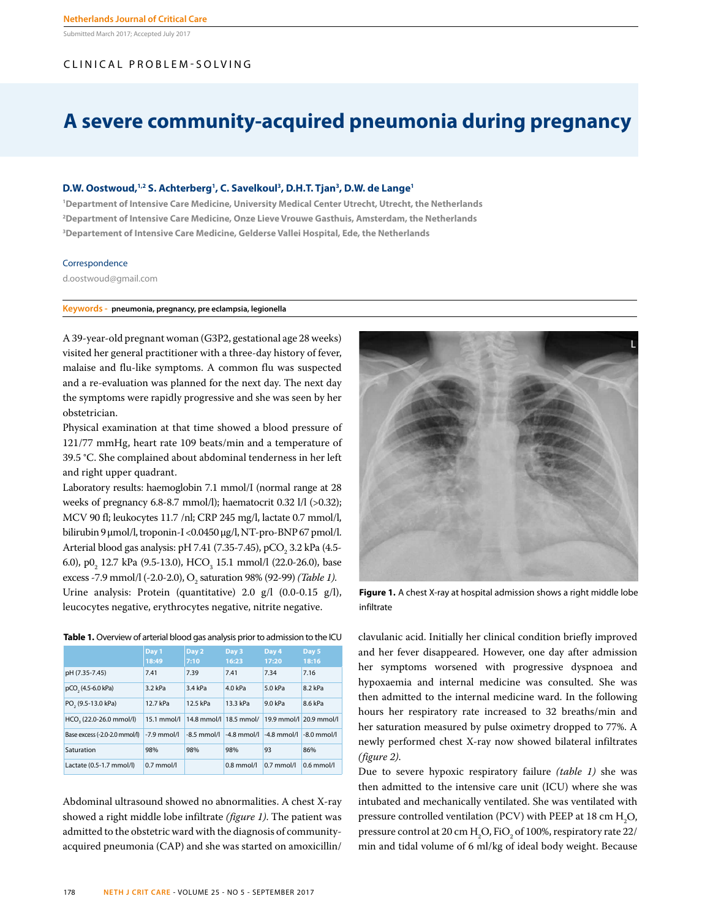CLINICAL PROBLEM-SOLVING

# A severe community-acquired pneumonia during pregnancy

**D.W. Oostwoud,[1,2] S. Achterberg[1], C. Savelkoul[3], D.H.T. Tjan[3], D.W. de Lange[1]**

[1]Department of Intensive Care Medicine, University Medical Center Utrecht, Utrecht, the Netherlands
[2]Department of Intensive Care Medicine, Onze Lieve Vrouwe Gasthuis, Amsterdam, the Netherlands
[3]Departement of Intensive Care Medicine, Gelderse Vallei Hospital, Ede, the Netherlands

Correspondence

d.oostwoud@gmail.com

**Keywords -** **pneumonia, pregnancy, pre eclampsia, legionella**

A 39-year-old pregnant woman (G3P2, gestational age 28 weeks) visited her general practitioner with a three-day history of fever, malaise and flu-like symptoms. A common flu was suspected and a re-evaluation was planned for the next day. The next day the symptoms were rapidly progressive and she was seen by her obstetrician.

Physical examination at that time showed a blood pressure of 121/77 mmHg, heart rate 109 beats/min and a temperature of 39.5 °C. She complained about abdominal tenderness in her left and right upper quadrant.

Laboratory results: haemoglobin 7.1 mmol/l (normal range at 28 weeks of pregnancy 6.8-8.7 mmol/l); haematocrit 0.32 l/l (>0.32); MCV 90 fl; leukocytes 11.7 /nl; CRP 245 mg/l, lactate 0.7 mmol/l, bilirubin 9 µmol/l, troponin-I <0.0450 µg/l, NT-pro-BNP 67 pmol/l. Arterial blood gas analysis: pH 7.41 (7.35-7.45), $pCO_2$ 3.2 kPa (4.5-6.0), $p0_2$ 12.7 kPa (9.5-13.0), $HCO_3$ 15.1 mmol/l (22.0-26.0), base excess -7.9 mmol/l (-2.0-2.0), $O_2$ saturation 98% (92-99) *(Table 1)*.

Urine analysis: Protein (quantitative) 2.0 g/l (0.0-0.15 g/l), leucocytes negative, erythrocytes negative, nitrite negative.

**Table 1.** Overview of arterial blood gas analysis prior to admission to the ICU

| | Day 1 18:49 | Day 2 7:10 | Day 3 16:23 | Day 4 17:20 | Day 5 18:16 |
|---|---|---|---|---|---|
| pH (7.35-7.45) | 7.41 | 7.39 | 7.41 | 7.34 | 7.16 |
| $pCO_2$ (4.5-6.0 kPa) | 3.2 kPa | 3.4 kPa | 4.0 kPa | 5.0 kPa | 8.2 kPa |
| $PO_2$ (9.5-13.0 kPa) | 12.7 kPa | 12.5 kPa | 13.3 kPa | 9.0 kPa | 8.6 kPa |
| $HCO_3$ (22.0-26.0 mmol/l) | 15.1 mmol/l | 14.8 mmol/l | 18.5 mmol/ | 19.9 mmol/l | 20.9 mmol/l |
| Base excess (-2.0-2.0 mmol/l) | -7.9 mmol/l | -8.5 mmol/l | -4.8 mmol/l | -4.8 mmol/l | -8.0 mmol/l |
| Saturation | 98% | 98% | 98% | 93 | 86% |
| Lactate (0.5-1.7 mmol/l) | 0.7 mmol/l | | 0.8 mmol/l | 0.7 mmol/l | 0.6 mmol/l |

Abdominal ultrasound showed no abnormalities. A chest X-ray showed a right middle lobe infiltrate *(figure 1)*. The patient was admitted to the obstetric ward with the diagnosis of community-acquired pneumonia (CAP) and she was started on amoxicillin/clavulanic acid. Initially her clinical condition briefly improved and her fever disappeared. However, one day after admission her symptoms worsened with progressive dyspnoea and hypoxaemia and internal medicine was consulted. She was then admitted to the internal medicine ward. In the following hours her respiratory rate increased to 32 breaths/min and her saturation measured by pulse oximetry dropped to 77%. A newly performed chest X-ray now showed bilateral infiltrates *(figure 2)*.

**Figure 1.** A chest X-ray at hospital admission shows a right middle lobe infiltrate

Due to severe hypoxic respiratory failure *(table 1)* she was then admitted to the intensive care unit (ICU) where she was intubated and mechanically ventilated. She was ventilated with pressure controlled ventilation (PCV) with PEEP at 18 cm $H_2O$, pressure control at 20 cm $H_2O$, $FiO_2$ of 100%, respiratory rate 22/min and tidal volume of 6 ml/kg of ideal body weight. Because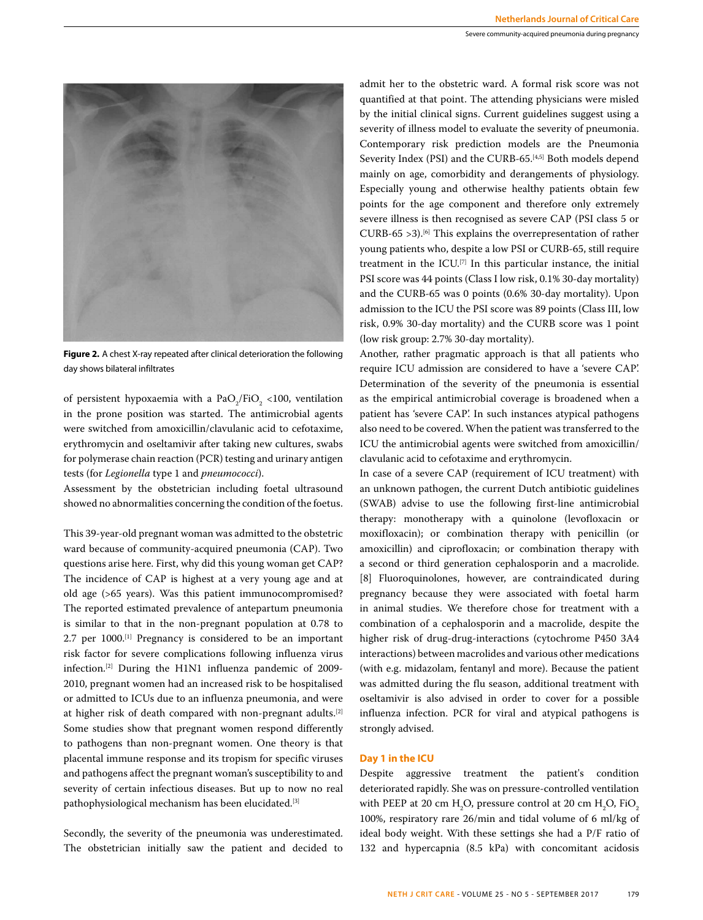**Figure 2.** A chest X-ray repeated after clinical deterioration the following day shows bilateral infiltrates

of persistent hypoxaemia with a $PaO_2/FiO_2$ <100, ventilation in the prone position was started. The antimicrobial agents were switched from amoxicillin/clavulanic acid to cefotaxime, erythromycin and oseltamivir after taking new cultures, swabs for polymerase chain reaction (PCR) testing and urinary antigen tests (for *Legionella* type 1 and *pneumococci*).

Assessment by the obstetrician including foetal ultrasound showed no abnormalities concerning the condition of the foetus.

This 39-year-old pregnant woman was admitted to the obstetric ward because of community-acquired pneumonia (CAP). Two questions arise here. First, why did this young woman get CAP? The incidence of CAP is highest at a very young age and at old age (>65 years). Was this patient immunocompromised? The reported estimated prevalence of antepartum pneumonia is similar to that in the non-pregnant population at 0.78 to 2.7 per 1000.[1] Pregnancy is considered to be an important risk factor for severe complications following influenza virus infection.[2] During the H1N1 influenza pandemic of 2009-2010, pregnant women had an increased risk to be hospitalised or admitted to ICUs due to an influenza pneumonia, and were at higher risk of death compared with non-pregnant adults.[2] Some studies show that pregnant women respond differently to pathogens than non-pregnant women. One theory is that placental immune response and its tropism for specific viruses and pathogens affect the pregnant woman's susceptibility to and severity of certain infectious diseases. But up to now no real pathophysiological mechanism has been elucidated.[3]

Secondly, the severity of the pneumonia was underestimated. The obstetrician initially saw the patient and decided to admit her to the obstetric ward. A formal risk score was not quantified at that point. The attending physicians were misled by the initial clinical signs. Current guidelines suggest using a severity of illness model to evaluate the severity of pneumonia. Contemporary risk prediction models are the Pneumonia Severity Index (PSI) and the CURB-65.[4,5] Both models depend mainly on age, comorbidity and derangements of physiology. Especially young and otherwise healthy patients obtain few points for the age component and therefore only extremely severe illness is then recognised as severe CAP (PSI class 5 or CURB-65 >3).[6] This explains the overrepresentation of rather young patients who, despite a low PSI or CURB-65, still require treatment in the ICU.[7] In this particular instance, the initial PSI score was 44 points (Class I low risk, 0.1% 30-day mortality) and the CURB-65 was 0 points (0.6% 30-day mortality). Upon admission to the ICU the PSI score was 89 points (Class III, low risk, 0.9% 30-day mortality) and the CURB score was 1 point (low risk group: 2.7% 30-day mortality).

Another, rather pragmatic approach is that all patients who require ICU admission are considered to have a 'severe CAP'. Determination of the severity of the pneumonia is essential as the empirical antimicrobial coverage is broadened when a patient has 'severe CAP'. In such instances atypical pathogens also need to be covered. When the patient was transferred to the ICU the antimicrobial agents were switched from amoxicillin/clavulanic acid to cefotaxime and erythromycin.

In case of a severe CAP (requirement of ICU treatment) with an unknown pathogen, the current Dutch antibiotic guidelines (SWAB) advise to use the following first-line antimicrobial therapy: monotherapy with a quinolone (levofloxacin or moxifloxacin); or combination therapy with penicillin (or amoxicillin) and ciprofloxacin; or combination therapy with a second or third generation cephalosporin and a macrolide.[8] Fluoroquinolones, however, are contraindicated during pregnancy because they were associated with foetal harm in animal studies. We therefore chose for treatment with a combination of a cephalosporin and a macrolide, despite the higher risk of drug-drug-interactions (cytochrome P450 3A4 interactions) between macrolides and various other medications (with e.g. midazolam, fentanyl and more). Because the patient was admitted during the flu season, additional treatment with oseltamivir is also advised in order to cover for a possible influenza infection. PCR for viral and atypical pathogens is strongly advised.

### Day 1 in the ICU

Despite aggressive treatment the patient's condition deteriorated rapidly. She was on pressure-controlled ventilation with PEEP at 20 cm $H_2O$, pressure control at 20 cm $H_2O$, $FiO_2$ 100%, respiratory rare 26/min and tidal volume of 6 ml/kg of ideal body weight. With these settings she had a P/F ratio of 132 and hypercapnia (8.5 kPa) with concomitant acidosis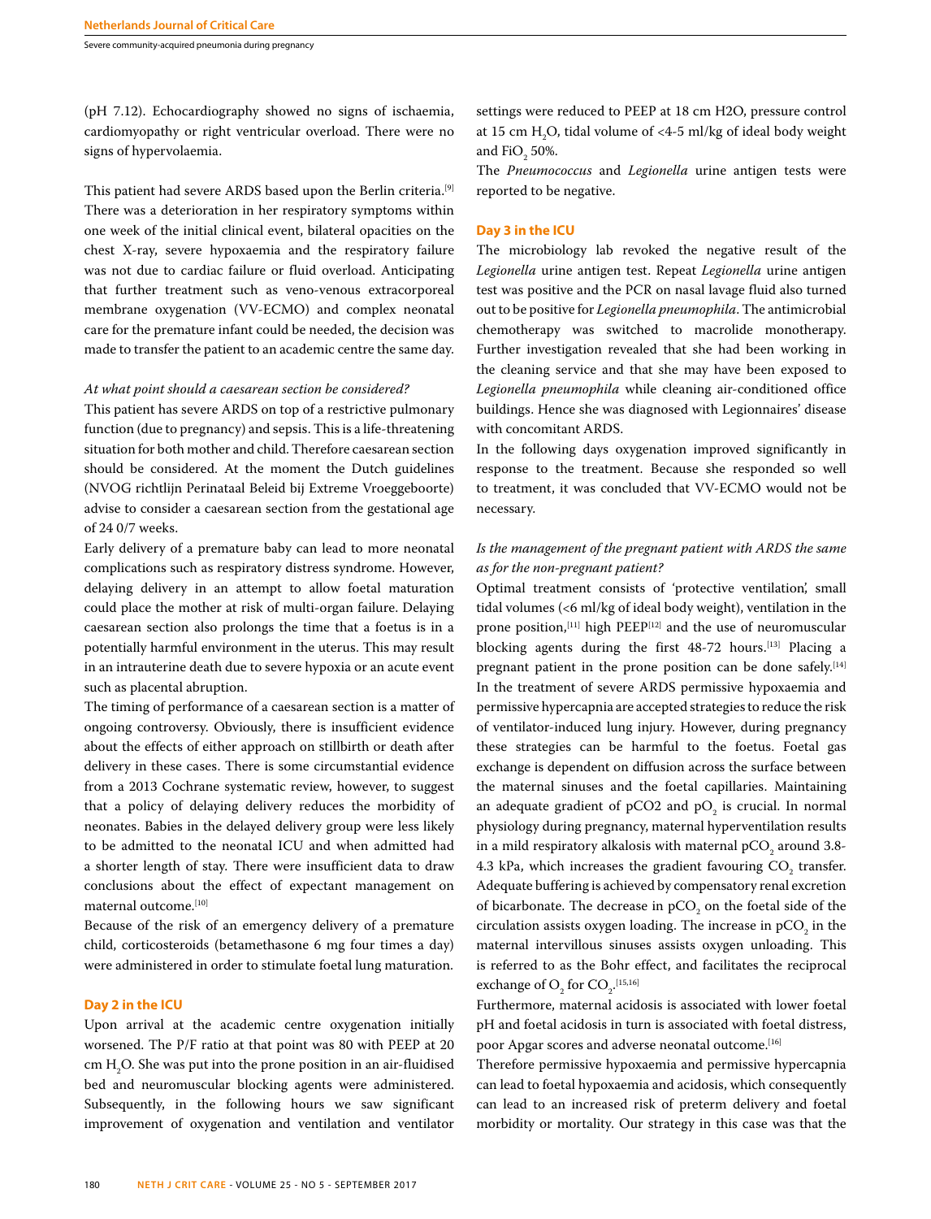(pH 7.12). Echocardiography showed no signs of ischaemia, cardiomyopathy or right ventricular overload. There were no signs of hypervolaemia.

This patient had severe ARDS based upon the Berlin criteria.[9] There was a deterioration in her respiratory symptoms within one week of the initial clinical event, bilateral opacities on the chest X-ray, severe hypoxaemia and the respiratory failure was not due to cardiac failure or fluid overload. Anticipating that further treatment such as veno-venous extracorporeal membrane oxygenation (VV-ECMO) and complex neonatal care for the premature infant could be needed, the decision was made to transfer the patient to an academic centre the same day.

*At what point should a caesarean section be considered?*

This patient has severe ARDS on top of a restrictive pulmonary function (due to pregnancy) and sepsis. This is a life-threatening situation for both mother and child. Therefore caesarean section should be considered. At the moment the Dutch guidelines (NVOG richtlijn Perinataal Beleid bij Extreme Vroeggeboorte) advise to consider a caesarean section from the gestational age of 24 0/7 weeks.

Early delivery of a premature baby can lead to more neonatal complications such as respiratory distress syndrome. However, delaying delivery in an attempt to allow foetal maturation could place the mother at risk of multi-organ failure. Delaying caesarean section also prolongs the time that a foetus is in a potentially harmful environment in the uterus. This may result in an intrauterine death due to severe hypoxia or an acute event such as placental abruption.

The timing of performance of a caesarean section is a matter of ongoing controversy. Obviously, there is insufficient evidence about the effects of either approach on stillbirth or death after delivery in these cases. There is some circumstantial evidence from a 2013 Cochrane systematic review, however, to suggest that a policy of delaying delivery reduces the morbidity of neonates. Babies in the delayed delivery group were less likely to be admitted to the neonatal ICU and when admitted had a shorter length of stay. There were insufficient data to draw conclusions about the effect of expectant management on maternal outcome.[10]

Because of the risk of an emergency delivery of a premature child, corticosteroids (betamethasone 6 mg four times a day) were administered in order to stimulate foetal lung maturation.

## Day 2 in the ICU

Upon arrival at the academic centre oxygenation initially worsened. The P/F ratio at that point was 80 with PEEP at 20 cm $H_2O$. She was put into the prone position in an air-fluidised bed and neuromuscular blocking agents were administered. Subsequently, in the following hours we saw significant improvement of oxygenation and ventilation and ventilator settings were reduced to PEEP at 18 cm H2O, pressure control at 15 cm $H_2O$, tidal volume of <4-5 ml/kg of ideal body weight and $FiO_2$ 50%.

The *Pneumococcus* and *Legionella* urine antigen tests were reported to be negative.

## Day 3 in the ICU

The microbiology lab revoked the negative result of the *Legionella* urine antigen test. Repeat *Legionella* urine antigen test was positive and the PCR on nasal lavage fluid also turned out to be positive for *Legionella pneumophila*. The antimicrobial chemotherapy was switched to macrolide monotherapy. Further investigation revealed that she had been working in the cleaning service and that she may have been exposed to *Legionella pneumophila* while cleaning air-conditioned office buildings. Hence she was diagnosed with Legionnaires' disease with concomitant ARDS.

In the following days oxygenation improved significantly in response to the treatment. Because she responded so well to treatment, it was concluded that VV-ECMO would not be necessary.

*Is the management of the pregnant patient with ARDS the same as for the non-pregnant patient?*

Optimal treatment consists of 'protective ventilation', small tidal volumes (<6 ml/kg of ideal body weight), ventilation in the prone position,[11] high PEEP[12] and the use of neuromuscular blocking agents during the first 48-72 hours.[13] Placing a pregnant patient in the prone position can be done safely.[14] In the treatment of severe ARDS permissive hypoxaemia and permissive hypercapnia are accepted strategies to reduce the risk of ventilator-induced lung injury. However, during pregnancy these strategies can be harmful to the foetus. Foetal gas exchange is dependent on diffusion across the surface between the maternal sinuses and the foetal capillaries. Maintaining an adequate gradient of pCO2 and $pO_2$ is crucial. In normal physiology during pregnancy, maternal hyperventilation results in a mild respiratory alkalosis with maternal $pCO_2$ around 3.8-4.3 kPa, which increases the gradient favouring $CO_2$ transfer. Adequate buffering is achieved by compensatory renal excretion of bicarbonate. The decrease in $pCO_2$ on the foetal side of the circulation assists oxygen loading. The increase in $pCO_2$ in the maternal intervillous sinuses assists oxygen unloading. This is referred to as the Bohr effect, and facilitates the reciprocal exchange of $O_2$ for $CO_2$.[15,16]

Furthermore, maternal acidosis is associated with lower foetal pH and foetal acidosis in turn is associated with foetal distress, poor Apgar scores and adverse neonatal outcome.[16]

Therefore permissive hypoxaemia and permissive hypercapnia can lead to foetal hypoxaemia and acidosis, which consequently can lead to an increased risk of preterm delivery and foetal morbidity or mortality. Our strategy in this case was that the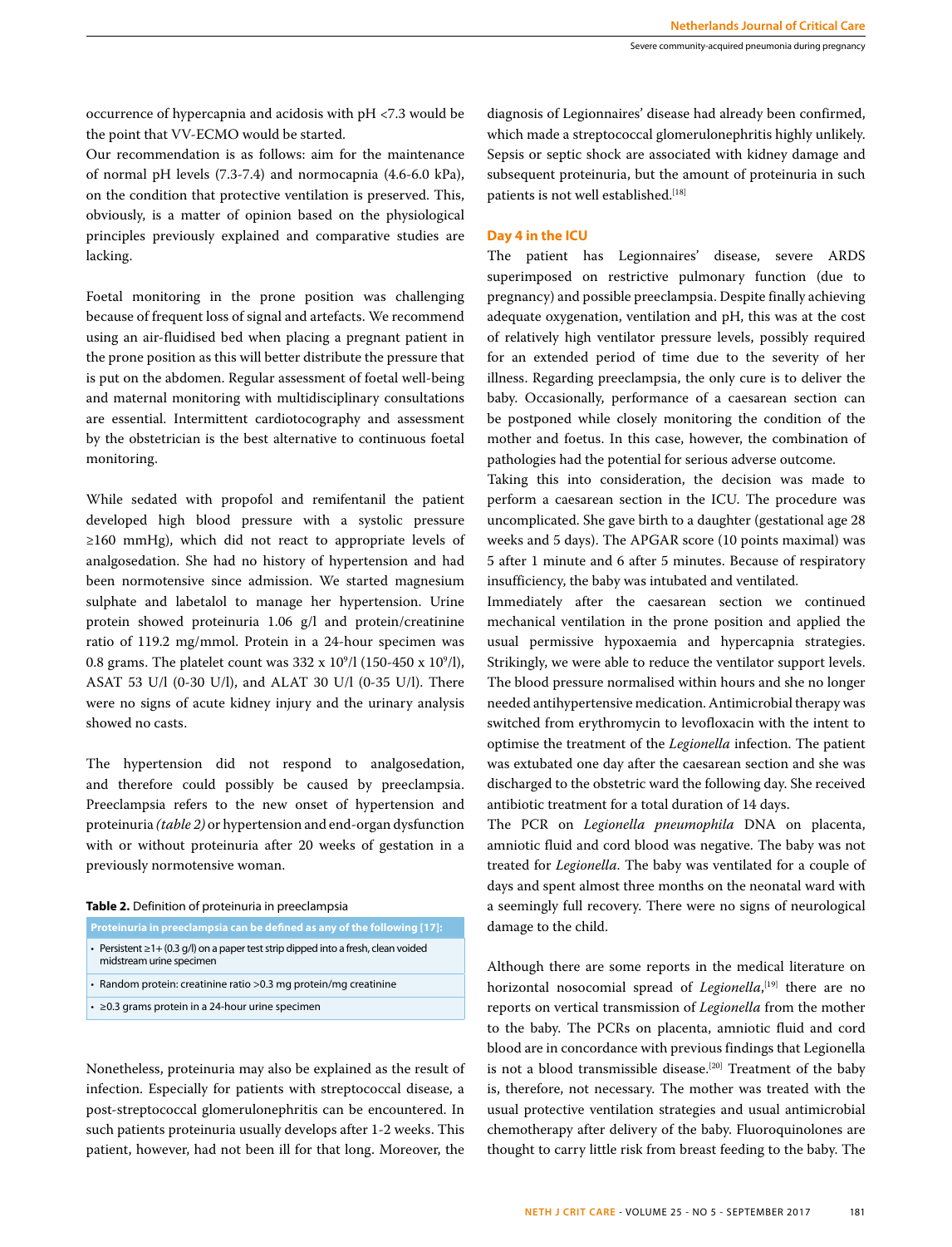occurrence of hypercapnia and acidosis with pH <7.3 would be the point that VV-ECMO would be started.

Our recommendation is as follows: aim for the maintenance of normal pH levels (7.3-7.4) and normocapnia (4.6-6.0 kPa), on the condition that protective ventilation is preserved. This, obviously, is a matter of opinion based on the physiological principles previously explained and comparative studies are lacking.

Foetal monitoring in the prone position was challenging because of frequent loss of signal and artefacts. We recommend using an air-fluidised bed when placing a pregnant patient in the prone position as this will better distribute the pressure that is put on the abdomen. Regular assessment of foetal well-being and maternal monitoring with multidisciplinary consultations are essential. Intermittent cardiotocography and assessment by the obstetrician is the best alternative to continuous foetal monitoring.

While sedated with propofol and remifentanil the patient developed high blood pressure with a systolic pressure ≥160 mmHg), which did not react to appropriate levels of analgosedation. She had no history of hypertension and had been normotensive since admission. We started magnesium sulphate and labetalol to manage her hypertension. Urine protein showed proteinuria 1.06 g/l and protein/creatinine ratio of 119.2 mg/mmol. Protein in a 24-hour specimen was 0.8 grams. The platelet count was 332 x $10^9$/l (150-450 x $10^9$/l), ASAT 53 U/l (0-30 U/l), and ALAT 30 U/l (0-35 U/l). There were no signs of acute kidney injury and the urinary analysis showed no casts.

The hypertension did not respond to analgosedation, and therefore could possibly be caused by preeclampsia. Preeclampsia refers to the new onset of hypertension and proteinuria *(table 2)* or hypertension and end-organ dysfunction with or without proteinuria after 20 weeks of gestation in a previously normotensive woman.

**Table 2.** Definition of proteinuria in preeclampsia

| Proteinuria in preeclampsia can be defined as any of the following [17]: |
|---|
| • Persistent ≥1+ (0.3 g/l) on a paper test strip dipped into a fresh, clean voided midstream urine specimen |
| • Random protein: creatinine ratio >0.3 mg protein/mg creatinine |
| • ≥0.3 grams protein in a 24-hour urine specimen |

Nonetheless, proteinuria may also be explained as the result of infection. Especially for patients with streptococcal disease, a post-streptococcal glomerulonephritis can be encountered. In such patients proteinuria usually develops after 1-2 weeks. This patient, however, had not been ill for that long. Moreover, the diagnosis of Legionnaires' disease had already been confirmed, which made a streptococcal glomerulonephritis highly unlikely. Sepsis or septic shock are associated with kidney damage and subsequent proteinuria, but the amount of proteinuria in such patients is not well established.[18]

## Day 4 in the ICU

The patient has Legionnaires' disease, severe ARDS superimposed on restrictive pulmonary function (due to pregnancy) and possible preeclampsia. Despite finally achieving adequate oxygenation, ventilation and pH, this was at the cost of relatively high ventilator pressure levels, possibly required for an extended period of time due to the severity of her illness. Regarding preeclampsia, the only cure is to deliver the baby. Occasionally, performance of a caesarean section can be postponed while closely monitoring the condition of the mother and foetus. In this case, however, the combination of pathologies had the potential for serious adverse outcome.

Taking this into consideration, the decision was made to perform a caesarean section in the ICU. The procedure was uncomplicated. She gave birth to a daughter (gestational age 28 weeks and 5 days). The APGAR score (10 points maximal) was 5 after 1 minute and 6 after 5 minutes. Because of respiratory insufficiency, the baby was intubated and ventilated.

Immediately after the caesarean section we continued mechanical ventilation in the prone position and applied the usual permissive hypoxaemia and hypercapnia strategies. Strikingly, we were able to reduce the ventilator support levels. The blood pressure normalised within hours and she no longer needed antihypertensive medication. Antimicrobial therapy was switched from erythromycin to levofloxacin with the intent to optimise the treatment of the *Legionella* infection. The patient was extubated one day after the caesarean section and she was discharged to the obstetric ward the following day. She received antibiotic treatment for a total duration of 14 days.

The PCR on *Legionella pneumophila* DNA on placenta, amniotic fluid and cord blood was negative. The baby was not treated for *Legionella*. The baby was ventilated for a couple of days and spent almost three months on the neonatal ward with a seemingly full recovery. There were no signs of neurological damage to the child.

Although there are some reports in the medical literature on horizontal nosocomial spread of *Legionella*,[19] there are no reports on vertical transmission of *Legionella* from the mother to the baby. The PCRs on placenta, amniotic fluid and cord blood are in concordance with previous findings that Legionella is not a blood transmissible disease.[20] Treatment of the baby is, therefore, not necessary. The mother was treated with the usual protective ventilation strategies and usual antimicrobial chemotherapy after delivery of the baby. Fluoroquinolones are thought to carry little risk from breast feeding to the baby. The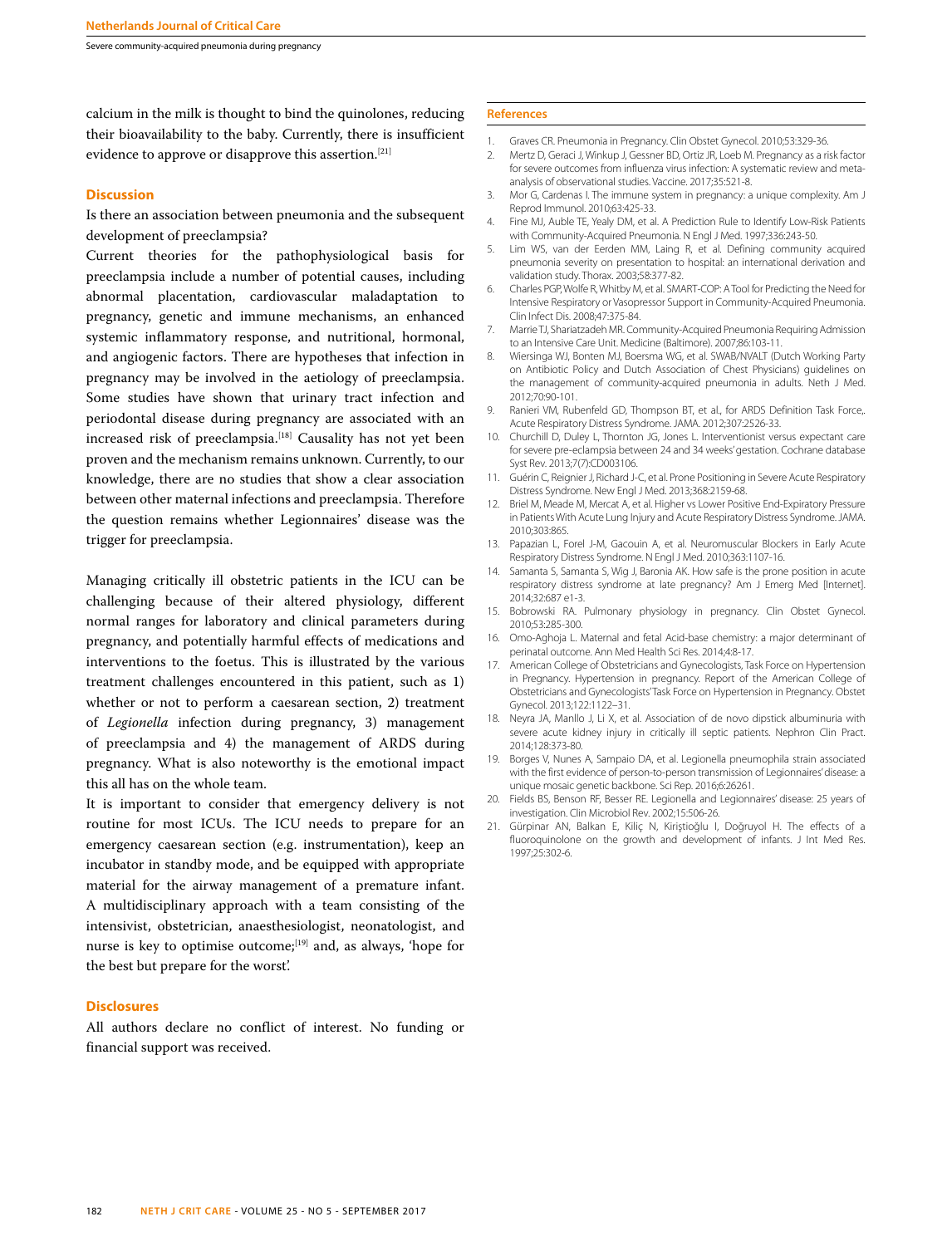calcium in the milk is thought to bind the quinolones, reducing their bioavailability to the baby. Currently, there is insufficient evidence to approve or disapprove this assertion.[21]

## Discussion

Is there an association between pneumonia and the subsequent development of preeclampsia?

Current theories for the pathophysiological basis for preeclampsia include a number of potential causes, including abnormal placentation, cardiovascular maladaptation to pregnancy, genetic and immune mechanisms, an enhanced systemic inflammatory response, and nutritional, hormonal, and angiogenic factors. There are hypotheses that infection in pregnancy may be involved in the aetiology of preeclampsia. Some studies have shown that urinary tract infection and periodontal disease during pregnancy are associated with an increased risk of preeclampsia.[18] Causality has not yet been proven and the mechanism remains unknown. Currently, to our knowledge, there are no studies that show a clear association between other maternal infections and preeclampsia. Therefore the question remains whether Legionnaires' disease was the trigger for preeclampsia.

Managing critically ill obstetric patients in the ICU can be challenging because of their altered physiology, different normal ranges for laboratory and clinical parameters during pregnancy, and potentially harmful effects of medications and interventions to the foetus. This is illustrated by the various treatment challenges encountered in this patient, such as 1) whether or not to perform a caesarean section, 2) treatment of *Legionella* infection during pregnancy, 3) management of preeclampsia and 4) the management of ARDS during pregnancy. What is also noteworthy is the emotional impact this all has on the whole team.

It is important to consider that emergency delivery is not routine for most ICUs. The ICU needs to prepare for an emergency caesarean section (e.g. instrumentation), keep an incubator in standby mode, and be equipped with appropriate material for the airway management of a premature infant. A multidisciplinary approach with a team consisting of the intensivist, obstetrician, anaesthesiologist, neonatologist, and nurse is key to optimise outcome;[19] and, as always, 'hope for the best but prepare for the worst'.

## Disclosures

All authors declare no conflict of interest. No funding or financial support was received.

## References

1. Graves CR. Pneumonia in Pregnancy. Clin Obstet Gynecol. 2010;53:329-36.
2. Mertz D, Geraci J, Winkup J, Gessner BD, Ortiz JR, Loeb M. Pregnancy as a risk factor for severe outcomes from influenza virus infection: A systematic review and meta-analysis of observational studies. Vaccine. 2017;35:521-8.
3. Mor G, Cardenas I. The immune system in pregnancy: a unique complexity. Am J Reprod Immunol. 2010;63:425-33.
4. Fine MJ, Auble TE, Yealy DM, et al. A Prediction Rule to Identify Low-Risk Patients with Community-Acquired Pneumonia. N Engl J Med. 1997;336:243-50.
5. Lim WS, van der Eerden MM, Laing R, et al. Defining community acquired pneumonia severity on presentation to hospital: an international derivation and validation study. Thorax. 2003;58:377-82.
6. Charles PGP, Wolfe R, Whitby M, et al. SMART-COP: A Tool for Predicting the Need for Intensive Respiratory or Vasopressor Support in Community-Acquired Pneumonia. Clin Infect Dis. 2008;47:375-84.
7. Marrie TJ, Shariatzadeh MR. Community-Acquired Pneumonia Requiring Admission to an Intensive Care Unit. Medicine (Baltimore). 2007;86:103-11.
8. Wiersinga WJ, Bonten MJ, Boersma WG, et al. SWAB/NVALT (Dutch Working Party on Antibiotic Policy and Dutch Association of Chest Physicians) guidelines on the management of community-acquired pneumonia in adults. Neth J Med. 2012;70:90-101.
9. Ranieri VM, Rubenfeld GD, Thompson BT, et al., for ARDS Definition Task Force,. Acute Respiratory Distress Syndrome. JAMA. 2012;307:2526-33.
10. Churchill D, Duley L, Thornton JG, Jones L. Interventionist versus expectant care for severe pre-eclampsia between 24 and 34 weeks' gestation. Cochrane database Syst Rev. 2013;7(7):CD003106.
11. Guérin C, Reignier J, Richard J-C, et al. Prone Positioning in Severe Acute Respiratory Distress Syndrome. New Engl J Med. 2013;368:2159-68.
12. Briel M, Meade M, Mercat A, et al. Higher vs Lower Positive End-Expiratory Pressure in Patients With Acute Lung Injury and Acute Respiratory Distress Syndrome. JAMA. 2010;303:865.
13. Papazian L, Forel J-M, Gacouin A, et al. Neuromuscular Blockers in Early Acute Respiratory Distress Syndrome. N Engl J Med. 2010;363:1107-16.
14. Samanta S, Samanta S, Wig J, Baronia AK. How safe is the prone position in acute respiratory distress syndrome at late pregnancy? Am J Emerg Med [Internet]. 2014;32:687 e1-3.
15. Bobrowski RA. Pulmonary physiology in pregnancy. Clin Obstet Gynecol. 2010;53:285-300.
16. Omo-Aghoja L. Maternal and fetal Acid-base chemistry: a major determinant of perinatal outcome. Ann Med Health Sci Res. 2014;4:8-17.
17. American College of Obstetricians and Gynecologists, Task Force on Hypertension in Pregnancy. Hypertension in pregnancy. Report of the American College of Obstetricians and Gynecologists' Task Force on Hypertension in Pregnancy. Obstet Gynecol. 2013;122:1122–31.
18. Neyra JA, Manllo J, Li X, et al. Association of de novo dipstick albuminuria with severe acute kidney injury in critically ill septic patients. Nephron Clin Pract. 2014;128:373-80.
19. Borges V, Nunes A, Sampaio DA, et al. Legionella pneumophila strain associated with the first evidence of person-to-person transmission of Legionnaires' disease: a unique mosaic genetic backbone. Sci Rep. 2016;6:26261.
20. Fields BS, Benson RF, Besser RE. Legionella and Legionnaires' disease: 25 years of investigation. Clin Microbiol Rev. 2002;15:506-26.
21. Gürpinar AN, Balkan E, Kiliç N, Kiriştioğlu I, Doğruyol H. The effects of a fluoroquinolone on the growth and development of infants. J Int Med Res. 1997;25:302-6.